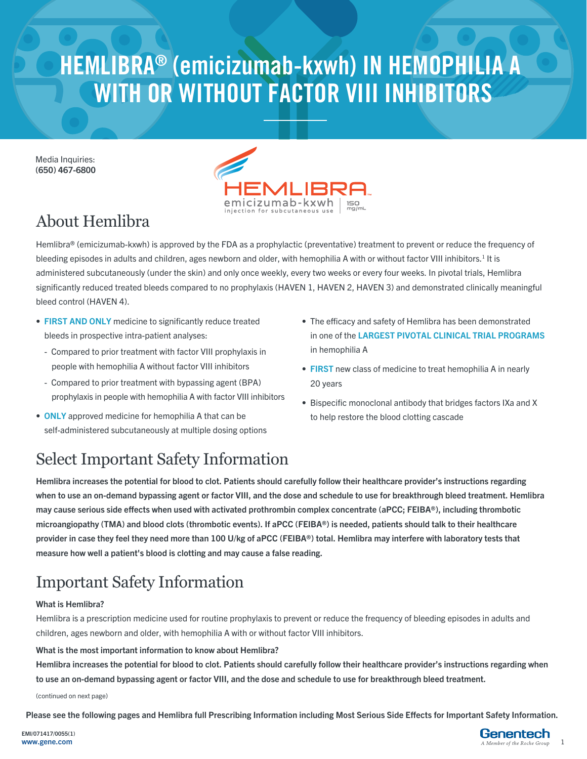# HEMLIBRA® (emicizumab-kxwh) IN HEMOPHILIA A WITH OR WITHOUT FACTOR VIII INHIBITORS

Media Inquiries:
**(650) 467-6800**

## About Hemlibra

Hemlibra® (emicizumab-kxwh) is approved by the FDA as a prophylactic (preventative) treatment to prevent or reduce the frequency of bleeding episodes in adults and children, ages newborn and older, with hemophilia A with or without factor VIII inhibitors.[1] It is administered subcutaneously (under the skin) and only once weekly, every two weeks or every four weeks. In pivotal trials, Hemlibra significantly reduced treated bleeds compared to no prophylaxis (HAVEN 1, HAVEN 2, HAVEN 3) and demonstrated clinically meaningful bleed control (HAVEN 4).

- **FIRST AND ONLY** medicine to significantly reduce treated bleeds in prospective intra-patient analyses:
  - Compared to prior treatment with factor VIII prophylaxis in people with hemophilia A without factor VIII inhibitors
  - Compared to prior treatment with bypassing agent (BPA) prophylaxis in people with hemophilia A with factor VIII inhibitors
- **ONLY** approved medicine for hemophilia A that can be self-administered subcutaneously at multiple dosing options
- The efficacy and safety of Hemlibra has been demonstrated in one of the **LARGEST PIVOTAL CLINICAL TRIAL PROGRAMS** in hemophilia A
- **FIRST** new class of medicine to treat hemophilia A in nearly 20 years
- Bispecific monoclonal antibody that bridges factors IXa and X to help restore the blood clotting cascade

## Select Important Safety Information

**Hemlibra increases the potential for blood to clot. Patients should carefully follow their healthcare provider's instructions regarding when to use an on-demand bypassing agent or factor VIII, and the dose and schedule to use for breakthrough bleed treatment. Hemlibra may cause serious side effects when used with activated prothrombin complex concentrate (aPCC; FEIBA®), including thrombotic microangiopathy (TMA) and blood clots (thrombotic events). If aPCC (FEIBA®) is needed, patients should talk to their healthcare provider in case they feel they need more than 100 U/kg of aPCC (FEIBA®) total. Hemlibra may interfere with laboratory tests that measure how well a patient's blood is clotting and may cause a false reading.**

## Important Safety Information

**What is Hemlibra?**

Hemlibra is a prescription medicine used for routine prophylaxis to prevent or reduce the frequency of bleeding episodes in adults and children, ages newborn and older, with hemophilia A with or without factor VIII inhibitors.

**What is the most important information to know about Hemlibra?**

**Hemlibra increases the potential for blood to clot. Patients should carefully follow their healthcare provider's instructions regarding when to use an on-demand bypassing agent or factor VIII, and the dose and schedule to use for breakthrough bleed treatment.**

(continued on next page)

**Please see the following pages and Hemlibra full Prescribing Information including Most Serious Side Effects for Important Safety Information.**

EMI/071417/0055(1)
www.gene.com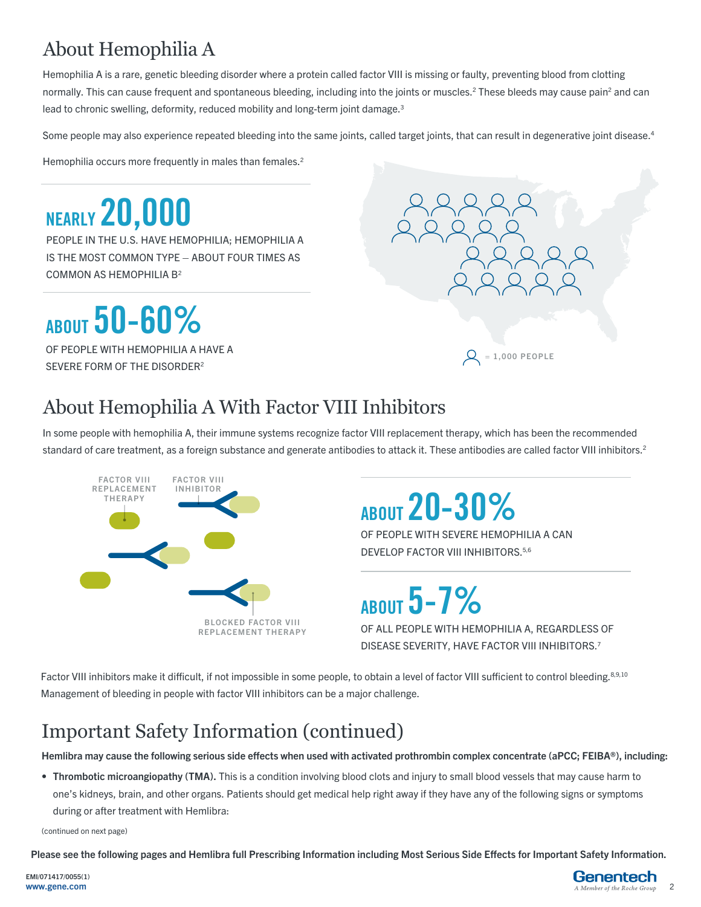## About Hemophilia A

Hemophilia A is a rare, genetic bleeding disorder where a protein called factor VIII is missing or faulty, preventing blood from clotting normally. This can cause frequent and spontaneous bleeding, including into the joints or muscles.[2] These bleeds may cause pain[2] and can lead to chronic swelling, deformity, reduced mobility and long-term joint damage.[3]

Some people may also experience repeated bleeding into the same joints, called target joints, that can result in degenerative joint disease.[4]

Hemophilia occurs more frequently in males than females.[2]

**NEARLY 20,000**

PEOPLE IN THE U.S. HAVE HEMOPHILIA; HEMOPHILIA A IS THE MOST COMMON TYPE – ABOUT FOUR TIMES AS COMMON AS HEMOPHILIA B[2]

**ABOUT 50-60%**

OF PEOPLE WITH HEMOPHILIA A HAVE A SEVERE FORM OF THE DISORDER[2]

= 1,000 PEOPLE

## About Hemophilia A With Factor VIII Inhibitors

In some people with hemophilia A, their immune systems recognize factor VIII replacement therapy, which has been the recommended standard of care treatment, as a foreign substance and generate antibodies to attack it. These antibodies are called factor VIII inhibitors.[2]

FACTOR VIII REPLACEMENT THERAPY

FACTOR VIII INHIBITOR

BLOCKED FACTOR VIII REPLACEMENT THERAPY

**ABOUT 20-30%**

OF PEOPLE WITH SEVERE HEMOPHILIA A CAN DEVELOP FACTOR VIII INHIBITORS.[5,6]

**ABOUT 5-7%**

OF ALL PEOPLE WITH HEMOPHILIA A, REGARDLESS OF DISEASE SEVERITY, HAVE FACTOR VIII INHIBITORS.[7]

Factor VIII inhibitors make it difficult, if not impossible in some people, to obtain a level of factor VIII sufficient to control bleeding.[8,9,10] Management of bleeding in people with factor VIII inhibitors can be a major challenge.

## Important Safety Information (continued)

**Hemlibra may cause the following serious side effects when used with activated prothrombin complex concentrate (aPCC; FEIBA®), including:**

- **Thrombotic microangiopathy (TMA).** This is a condition involving blood clots and injury to small blood vessels that may cause harm to one's kidneys, brain, and other organs. Patients should get medical help right away if they have any of the following signs or symptoms during or after treatment with Hemlibra:

(continued on next page)

**Please see the following pages and Hemlibra full Prescribing Information including Most Serious Side Effects for Important Safety Information.**

EMI/071417/0055(1)
www.gene.com

Genentech
*A Member of the Roche Group*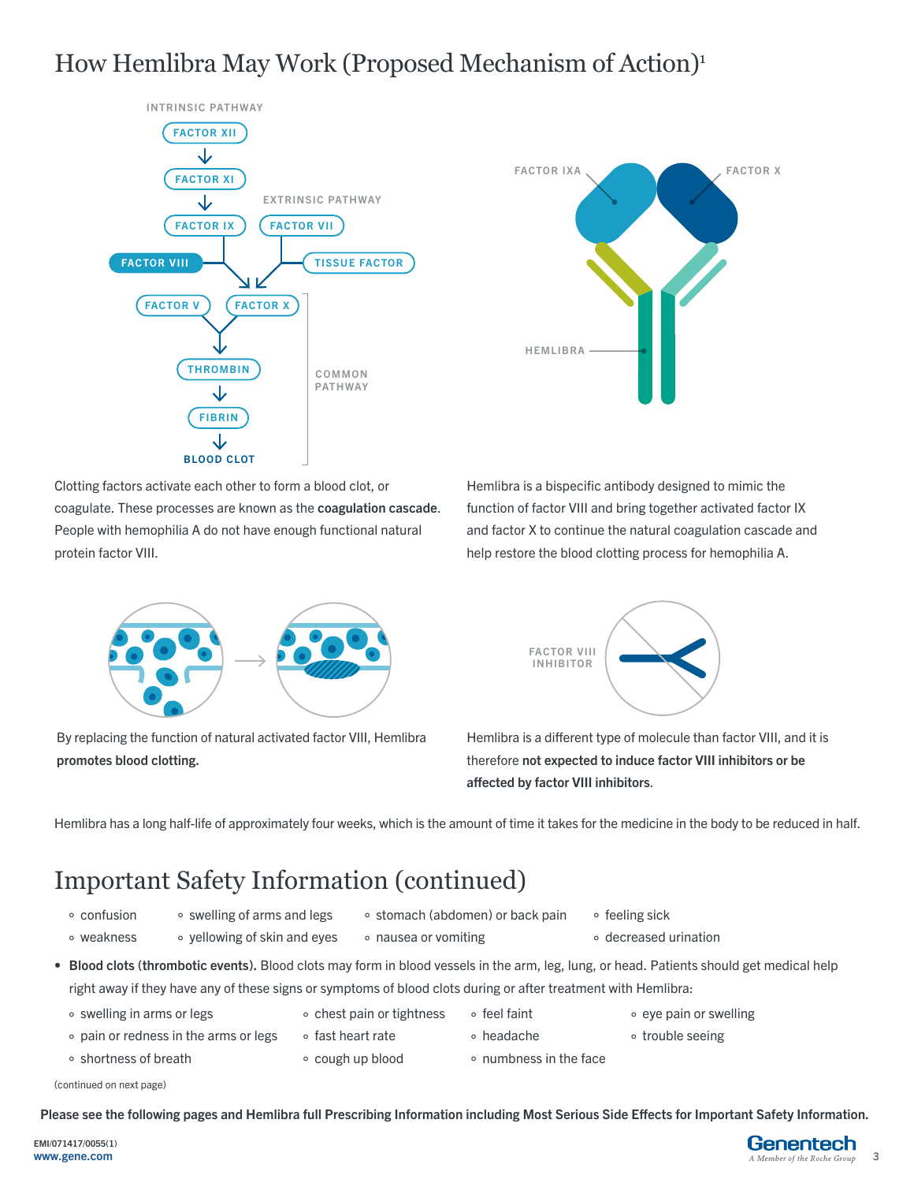# How Hemlibra May Work (Proposed Mechanism of Action)[1]

INTRINSIC PATHWAY

FACTOR XII → FACTOR XI → FACTOR IX

EXTRINSIC PATHWAY

FACTOR VII

FACTOR VIII

TISSUE FACTOR

FACTOR V

FACTOR X

THROMBIN → FIBRIN → BLOOD CLOT

COMMON PATHWAY

Clotting factors activate each other to form a blood clot, or coagulate. These processes are known as the **coagulation cascade**. People with hemophilia A do not have enough functional natural protein factor VIII.

FACTOR IXA

FACTOR X

HEMLIBRA

Hemlibra is a bispecific antibody designed to mimic the function of factor VIII and bring together activated factor IX and factor X to continue the natural coagulation cascade and help restore the blood clotting process for hemophilia A.

By replacing the function of natural activated factor VIII, Hemlibra **promotes blood clotting.**

FACTOR VIII INHIBITOR

Hemlibra is a different type of molecule than factor VIII, and it is therefore **not expected to induce factor VIII inhibitors or be affected by factor VIII inhibitors**.

Hemlibra has a long half-life of approximately four weeks, which is the amount of time it takes for the medicine in the body to be reduced in half.

# Important Safety Information (continued)

- confusion
- weakness
- swelling of arms and legs
- yellowing of skin and eyes
- stomach (abdomen) or back pain
- nausea or vomiting
- feeling sick
- decreased urination

- **Blood clots (thrombotic events).** Blood clots may form in blood vessels in the arm, leg, lung, or head. Patients should get medical help right away if they have any of these signs or symptoms of blood clots during or after treatment with Hemlibra:
  - swelling in arms or legs
  - pain or redness in the arms or legs
  - shortness of breath
  - chest pain or tightness
  - fast heart rate
  - cough up blood
  - feel faint
  - headache
  - numbness in the face
  - eye pain or swelling
  - trouble seeing

(continued on next page)

**Please see the following pages and Hemlibra full Prescribing Information including Most Serious Side Effects for Important Safety Information.**

EMI/071417/0055(1)
www.gene.com

Genentech
A Member of the Roche Group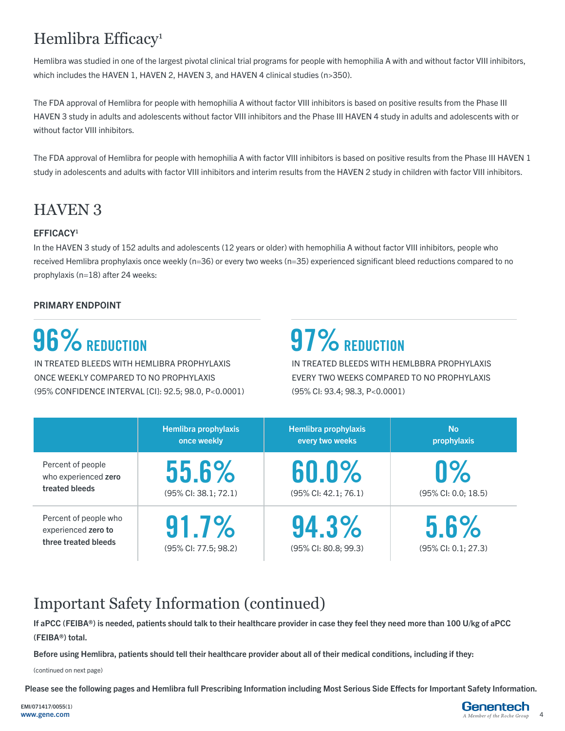# Hemlibra Efficacy[1]

Hemlibra was studied in one of the largest pivotal clinical trial programs for people with hemophilia A with and without factor VIII inhibitors, which includes the HAVEN 1, HAVEN 2, HAVEN 3, and HAVEN 4 clinical studies (n>350).

The FDA approval of Hemlibra for people with hemophilia A without factor VIII inhibitors is based on positive results from the Phase III HAVEN 3 study in adults and adolescents without factor VIII inhibitors and the Phase III HAVEN 4 study in adults and adolescents with or without factor VIII inhibitors.

The FDA approval of Hemlibra for people with hemophilia A with factor VIII inhibitors is based on positive results from the Phase III HAVEN 1 study in adolescents and adults with factor VIII inhibitors and interim results from the HAVEN 2 study in children with factor VIII inhibitors.

# HAVEN 3

### EFFICACY[1]

In the HAVEN 3 study of 152 adults and adolescents (12 years or older) with hemophilia A without factor VIII inhibitors, people who received Hemlibra prophylaxis once weekly (n=36) or every two weeks (n=35) experienced significant bleed reductions compared to no prophylaxis (n=18) after 24 weeks:

### PRIMARY ENDPOINT

**96% REDUCTION**

IN TREATED BLEEDS WITH HEMLIBRA PROPHYLAXIS ONCE WEEKLY COMPARED TO NO PROPHYLAXIS (95% CONFIDENCE INTERVAL [CI]: 92.5; 98.0, P<0.0001)

**97% REDUCTION**

IN TREATED BLEEDS WITH HEMLBBRA PROPHYLAXIS EVERY TWO WEEKS COMPARED TO NO PROPHYLAXIS (95% CI: 93.4; 98.3, P<0.0001)

| | Hemlibra prophylaxis once weekly | Hemlibra prophylaxis every two weeks | No prophylaxis |
|---|---|---|---|
| Percent of people who experienced **zero treated bleeds** | 55.6% (95% CI: 38.1; 72.1) | 60.0% (95% CI: 42.1; 76.1) | 0% (95% CI: 0.0; 18.5) |
| Percent of people who experienced **zero to three treated bleeds** | 91.7% (95% CI: 77.5; 98.2) | 94.3% (95% CI: 80.8; 99.3) | 5.6% (95% CI: 0.1; 27.3) |

# Important Safety Information (continued)

**If aPCC (FEIBA®) is needed, patients should talk to their healthcare provider in case they feel they need more than 100 U/kg of aPCC (FEIBA®) total.**

**Before using Hemlibra, patients should tell their healthcare provider about all of their medical conditions, including if they:**

(continued on next page)

**Please see the following pages and Hemlibra full Prescribing Information including Most Serious Side Effects for Important Safety Information.**

EMI/071417/0055(1)
www.gene.com

Genentech
A Member of the Roche Group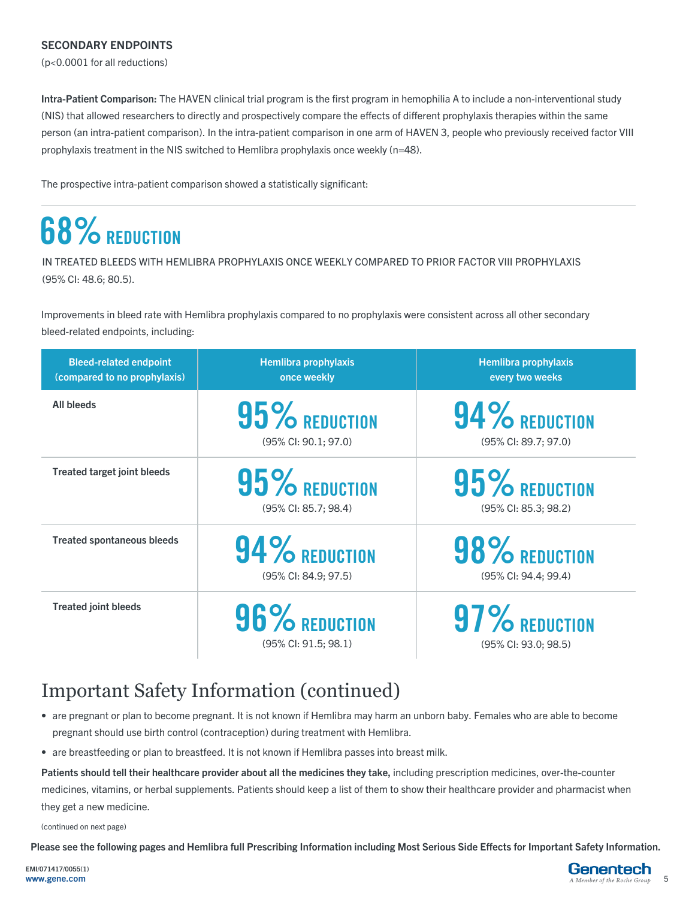### SECONDARY ENDPOINTS

($p<0.0001$ for all reductions)

**Intra-Patient Comparison:** The HAVEN clinical trial program is the first program in hemophilia A to include a non-interventional study (NIS) that allowed researchers to directly and prospectively compare the effects of different prophylaxis therapies within the same person (an intra-patient comparison). In the intra-patient comparison in one arm of HAVEN 3, people who previously received factor VIII prophylaxis treatment in the NIS switched to Hemlibra prophylaxis once weekly (n=48).

The prospective intra-patient comparison showed a statistically significant:

## 68% REDUCTION

IN TREATED BLEEDS WITH HEMLIBRA PROPHYLAXIS ONCE WEEKLY COMPARED TO PRIOR FACTOR VIII PROPHYLAXIS (95% CI: 48.6; 80.5).

Improvements in bleed rate with Hemlibra prophylaxis compared to no prophylaxis were consistent across all other secondary bleed-related endpoints, including:

| Bleed-related endpoint (compared to no prophylaxis) | Hemlibra prophylaxis once weekly | Hemlibra prophylaxis every two weeks |
|---|---|---|
| **All bleeds** | **95% REDUCTION** (95% CI: 90.1; 97.0) | **94% REDUCTION** (95% CI: 89.7; 97.0) |
| **Treated target joint bleeds** | **95% REDUCTION** (95% CI: 85.7; 98.4) | **95% REDUCTION** (95% CI: 85.3; 98.2) |
| **Treated spontaneous bleeds** | **94% REDUCTION** (95% CI: 84.9; 97.5) | **98% REDUCTION** (95% CI: 94.4; 99.4) |
| **Treated joint bleeds** | **96% REDUCTION** (95% CI: 91.5; 98.1) | **97% REDUCTION** (95% CI: 93.0; 98.5) |

# Important Safety Information (continued)

- are pregnant or plan to become pregnant. It is not known if Hemlibra may harm an unborn baby. Females who are able to become pregnant should use birth control (contraception) during treatment with Hemlibra.
- are breastfeeding or plan to breastfeed. It is not known if Hemlibra passes into breast milk.

**Patients should tell their healthcare provider about all the medicines they take,** including prescription medicines, over-the-counter medicines, vitamins, or herbal supplements. Patients should keep a list of them to show their healthcare provider and pharmacist when they get a new medicine.

(continued on next page)

**Please see the following pages and Hemlibra full Prescribing Information including Most Serious Side Effects for Important Safety Information.**

EMI/071417/0055(1)
www.gene.com

Genentech
*A Member of the Roche Group*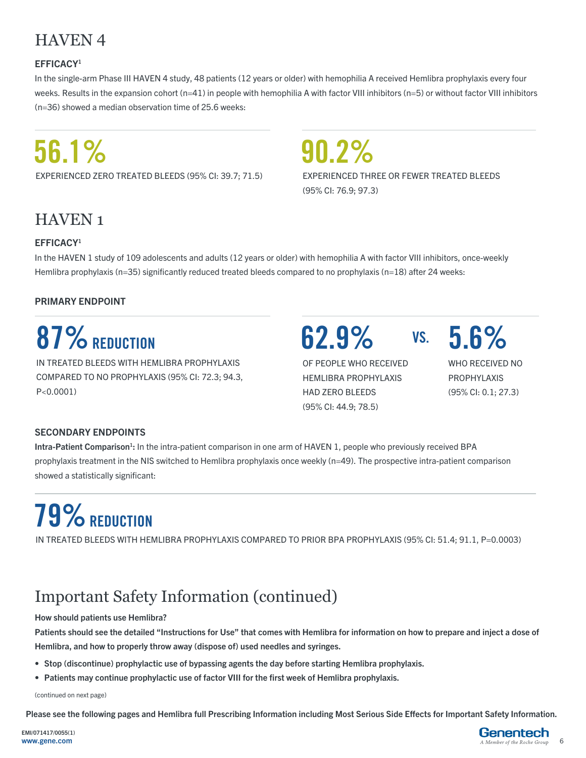# HAVEN 4

### EFFICACY[1]

In the single-arm Phase III HAVEN 4 study, 48 patients (12 years or older) with hemophilia A received Hemlibra prophylaxis every four weeks. Results in the expansion cohort (n=41) in people with hemophilia A with factor VIII inhibitors (n=5) or without factor VIII inhibitors (n=36) showed a median observation time of 25.6 weeks:

**56.1%**

EXPERIENCED ZERO TREATED BLEEDS (95% CI: 39.7; 71.5)

**90.2%**

EXPERIENCED THREE OR FEWER TREATED BLEEDS (95% CI: 76.9; 97.3)

# HAVEN 1

### EFFICACY[1]

In the HAVEN 1 study of 109 adolescents and adults (12 years or older) with hemophilia A with factor VIII inhibitors, once-weekly Hemlibra prophylaxis (n=35) significantly reduced treated bleeds compared to no prophylaxis (n=18) after 24 weeks:

### PRIMARY ENDPOINT

**87% REDUCTION**

IN TREATED BLEEDS WITH HEMLIBRA PROPHYLAXIS COMPARED TO NO PROPHYLAXIS (95% CI: 72.3; 94.3, P<0.0001)

**62.9%** VS. **5.6%**

OF PEOPLE WHO RECEIVED HEMLIBRA PROPHYLAXIS HAD ZERO BLEEDS (95% CI: 44.9; 78.5)

WHO RECEIVED NO PROPHYLAXIS (95% CI: 0.1; 27.3)

### SECONDARY ENDPOINTS

**Intra-Patient Comparison[1]:** In the intra-patient comparison in one arm of HAVEN 1, people who previously received BPA prophylaxis treatment in the NIS switched to Hemlibra prophylaxis once weekly (n=49). The prospective intra-patient comparison showed a statistically significant:

**79% REDUCTION**

IN TREATED BLEEDS WITH HEMLIBRA PROPHYLAXIS COMPARED TO PRIOR BPA PROPHYLAXIS (95% CI: 51.4; 91.1, P=0.0003)

# Important Safety Information (continued)

**How should patients use Hemlibra?**

**Patients should see the detailed "Instructions for Use" that comes with Hemlibra for information on how to prepare and inject a dose of Hemlibra, and how to properly throw away (dispose of) used needles and syringes.**

- **Stop (discontinue) prophylactic use of bypassing agents the day before starting Hemlibra prophylaxis.**
- **Patients may continue prophylactic use of factor VIII for the first week of Hemlibra prophylaxis.**

(continued on next page)

**Please see the following pages and Hemlibra full Prescribing Information including Most Serious Side Effects for Important Safety Information.**

EMI/071417/0055(1)
www.gene.com

Genentech
A Member of the Roche Group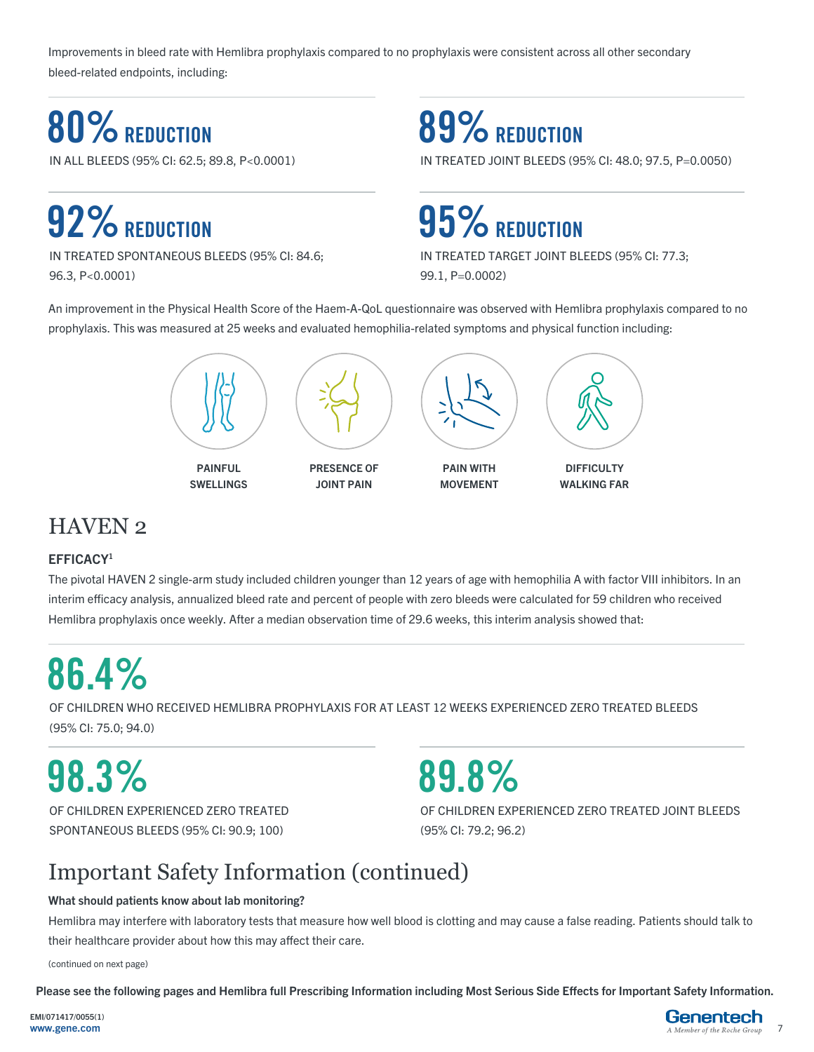Improvements in bleed rate with Hemlibra prophylaxis compared to no prophylaxis were consistent across all other secondary bleed-related endpoints, including:

**80% REDUCTION**

IN ALL BLEEDS (95% CI: 62.5; 89.8, P<0.0001)

**89% REDUCTION**

IN TREATED JOINT BLEEDS (95% CI: 48.0; 97.5, P=0.0050)

**92% REDUCTION**

IN TREATED SPONTANEOUS BLEEDS (95% CI: 84.6; 96.3, P<0.0001)

**95% REDUCTION**

IN TREATED TARGET JOINT BLEEDS (95% CI: 77.3; 99.1, P=0.0002)

An improvement in the Physical Health Score of the Haem-A-QoL questionnaire was observed with Hemlibra prophylaxis compared to no prophylaxis. This was measured at 25 weeks and evaluated hemophilia-related symptoms and physical function including:

- **PAINFUL SWELLINGS**
- **PRESENCE OF JOINT PAIN**
- **PAIN WITH MOVEMENT**
- **DIFFICULTY WALKING FAR**

# HAVEN 2

### EFFICACY[1]

The pivotal HAVEN 2 single-arm study included children younger than 12 years of age with hemophilia A with factor VIII inhibitors. In an interim efficacy analysis, annualized bleed rate and percent of people with zero bleeds were calculated for 59 children who received Hemlibra prophylaxis once weekly. After a median observation time of 29.6 weeks, this interim analysis showed that:

**86.4%**

OF CHILDREN WHO RECEIVED HEMLIBRA PROPHYLAXIS FOR AT LEAST 12 WEEKS EXPERIENCED ZERO TREATED BLEEDS (95% CI: 75.0; 94.0)

**98.3%**

OF CHILDREN EXPERIENCED ZERO TREATED SPONTANEOUS BLEEDS (95% CI: 90.9; 100)

**89.8%**

OF CHILDREN EXPERIENCED ZERO TREATED JOINT BLEEDS (95% CI: 79.2; 96.2)

# Important Safety Information (continued)

**What should patients know about lab monitoring?**

Hemlibra may interfere with laboratory tests that measure how well blood is clotting and may cause a false reading. Patients should talk to their healthcare provider about how this may affect their care.

(continued on next page)

**Please see the following pages and Hemlibra full Prescribing Information including Most Serious Side Effects for Important Safety Information.**

EMI/071417/0055(1)
www.gene.com

Genentech
*A Member of the Roche Group*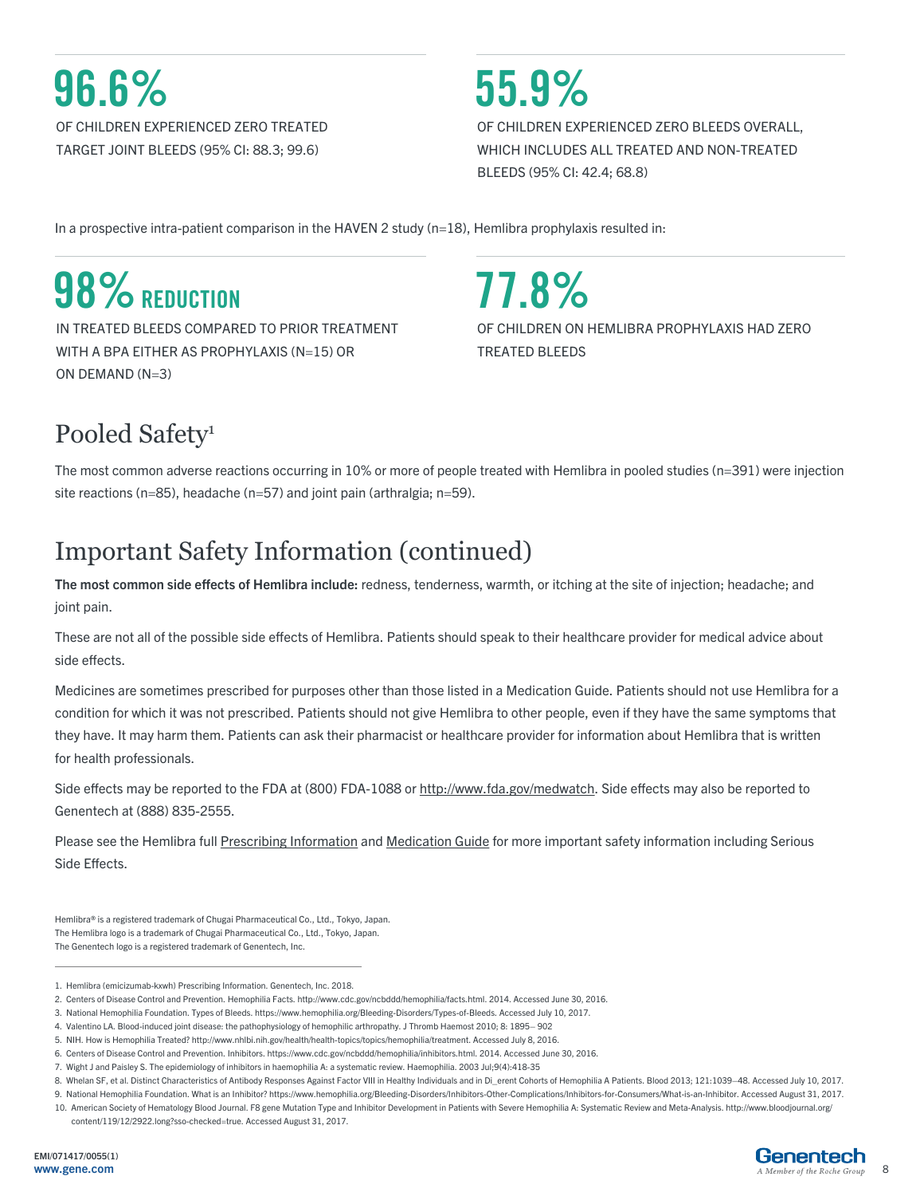**96.6%**

OF CHILDREN EXPERIENCED ZERO TREATED TARGET JOINT BLEEDS (95% CI: 88.3; 99.6)

**55.9%**

OF CHILDREN EXPERIENCED ZERO BLEEDS OVERALL, WHICH INCLUDES ALL TREATED AND NON-TREATED BLEEDS (95% CI: 42.4; 68.8)

In a prospective intra-patient comparison in the HAVEN 2 study (n=18), Hemlibra prophylaxis resulted in:

**98% REDUCTION**

IN TREATED BLEEDS COMPARED TO PRIOR TREATMENT WITH A BPA EITHER AS PROPHYLAXIS (N=15) OR ON DEMAND (N=3)

**77.8%**

OF CHILDREN ON HEMLIBRA PROPHYLAXIS HAD ZERO TREATED BLEEDS

## Pooled Safety[1]

The most common adverse reactions occurring in 10% or more of people treated with Hemlibra in pooled studies (n=391) were injection site reactions (n=85), headache (n=57) and joint pain (arthralgia; n=59).

## Important Safety Information (continued)

**The most common side effects of Hemlibra include:** redness, tenderness, warmth, or itching at the site of injection; headache; and joint pain.

These are not all of the possible side effects of Hemlibra. Patients should speak to their healthcare provider for medical advice about side effects.

Medicines are sometimes prescribed for purposes other than those listed in a Medication Guide. Patients should not use Hemlibra for a condition for which it was not prescribed. Patients should not give Hemlibra to other people, even if they have the same symptoms that they have. It may harm them. Patients can ask their pharmacist or healthcare provider for information about Hemlibra that is written for health professionals.

Side effects may be reported to the FDA at (800) FDA-1088 or http://www.fda.gov/medwatch. Side effects may also be reported to Genentech at (888) 835-2555.

Please see the Hemlibra full Prescribing Information and Medication Guide for more important safety information including Serious Side Effects.

Hemlibra® is a registered trademark of Chugai Pharmaceutical Co., Ltd., Tokyo, Japan.
The Hemlibra logo is a trademark of Chugai Pharmaceutical Co., Ltd., Tokyo, Japan.
The Genentech logo is a registered trademark of Genentech, Inc.

1. Hemlibra (emicizumab-kxwh) Prescribing Information. Genentech, Inc. 2018.
2. Centers of Disease Control and Prevention. Hemophilia Facts. http://www.cdc.gov/ncbddd/hemophilia/facts.html. 2014. Accessed June 30, 2016.
3. National Hemophilia Foundation. Types of Bleeds. https://www.hemophilia.org/Bleeding-Disorders/Types-of-Bleeds. Accessed July 10, 2017.
4. Valentino LA. Blood-induced joint disease: the pathophysiology of hemophilic arthropathy. J Thromb Haemost 2010; 8: 1895– 902
5. NIH. How is Hemophilia Treated? http://www.nhlbi.nih.gov/health/health-topics/topics/hemophilia/treatment. Accessed July 8, 2016.
6. Centers of Disease Control and Prevention. Inhibitors. https://www.cdc.gov/ncbddd/hemophilia/inhibitors.html. 2014. Accessed June 30, 2016.
7. Wight J and Paisley S. The epidemiology of inhibitors in haemophilia A: a systematic review. Haemophilia. 2003 Jul;9(4):418-35
8. Whelan SF, et al. Distinct Characteristics of Antibody Responses Against Factor VIII in Healthy Individuals and in Di_erent Cohorts of Hemophilia A Patients. Blood 2013; 121:1039–48. Accessed July 10, 2017.
9. National Hemophilia Foundation. What is an Inhibitor? https://www.hemophilia.org/Bleeding-Disorders/Inhibitors-Other-Complications/Inhibitors-for-Consumers/What-is-an-Inhibitor. Accessed August 31, 2017.
10. American Society of Hematology Blood Journal. F8 gene Mutation Type and Inhibitor Development in Patients with Severe Hemophilia A: Systematic Review and Meta-Analysis. http://www.bloodjournal.org/content/119/12/2922.long?sso-checked=true. Accessed August 31, 2017.

EMI/071417/0055(1)
www.gene.com

Genentech
A Member of the Roche Group